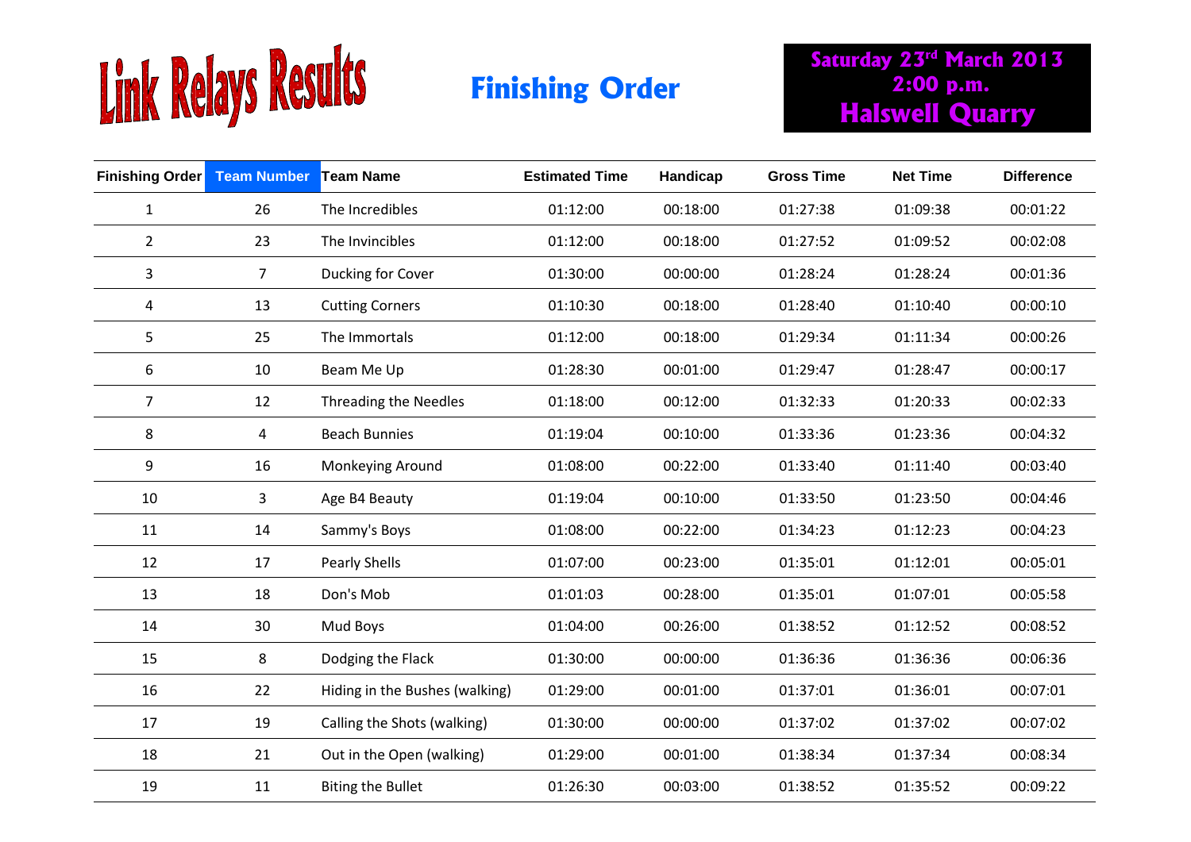# Link Relays Results

## Finishing Order

**Saturday 23rd March 2013**
**2:00 p.m.**
**Halswell Quarry**

| Finishing Order | Team Number | Team Name | Estimated Time | Handicap | Gross Time | Net Time | Difference |
|---|---|---|---|---|---|---|---|
| 1 | 26 | The Incredibles | 01:12:00 | 00:18:00 | 01:27:38 | 01:09:38 | 00:01:22 |
| 2 | 23 | The Invincibles | 01:12:00 | 00:18:00 | 01:27:52 | 01:09:52 | 00:02:08 |
| 3 | 7 | Ducking for Cover | 01:30:00 | 00:00:00 | 01:28:24 | 01:28:24 | 00:01:36 |
| 4 | 13 | Cutting Corners | 01:10:30 | 00:18:00 | 01:28:40 | 01:10:40 | 00:00:10 |
| 5 | 25 | The Immortals | 01:12:00 | 00:18:00 | 01:29:34 | 01:11:34 | 00:00:26 |
| 6 | 10 | Beam Me Up | 01:28:30 | 00:01:00 | 01:29:47 | 01:28:47 | 00:00:17 |
| 7 | 12 | Threading the Needles | 01:18:00 | 00:12:00 | 01:32:33 | 01:20:33 | 00:02:33 |
| 8 | 4 | Beach Bunnies | 01:19:04 | 00:10:00 | 01:33:36 | 01:23:36 | 00:04:32 |
| 9 | 16 | Monkeying Around | 01:08:00 | 00:22:00 | 01:33:40 | 01:11:40 | 00:03:40 |
| 10 | 3 | Age B4 Beauty | 01:19:04 | 00:10:00 | 01:33:50 | 01:23:50 | 00:04:46 |
| 11 | 14 | Sammy's Boys | 01:08:00 | 00:22:00 | 01:34:23 | 01:12:23 | 00:04:23 |
| 12 | 17 | Pearly Shells | 01:07:00 | 00:23:00 | 01:35:01 | 01:12:01 | 00:05:01 |
| 13 | 18 | Don's Mob | 01:01:03 | 00:28:00 | 01:35:01 | 01:07:01 | 00:05:58 |
| 14 | 30 | Mud Boys | 01:04:00 | 00:26:00 | 01:38:52 | 01:12:52 | 00:08:52 |
| 15 | 8 | Dodging the Flack | 01:30:00 | 00:00:00 | 01:36:36 | 01:36:36 | 00:06:36 |
| 16 | 22 | Hiding in the Bushes (walking) | 01:29:00 | 00:01:00 | 01:37:01 | 01:36:01 | 00:07:01 |
| 17 | 19 | Calling the Shots (walking) | 01:30:00 | 00:00:00 | 01:37:02 | 01:37:02 | 00:07:02 |
| 18 | 21 | Out in the Open (walking) | 01:29:00 | 00:01:00 | 01:38:34 | 01:37:34 | 00:08:34 |
| 19 | 11 | Biting the Bullet | 01:26:30 | 00:03:00 | 01:38:52 | 01:35:52 | 00:09:22 |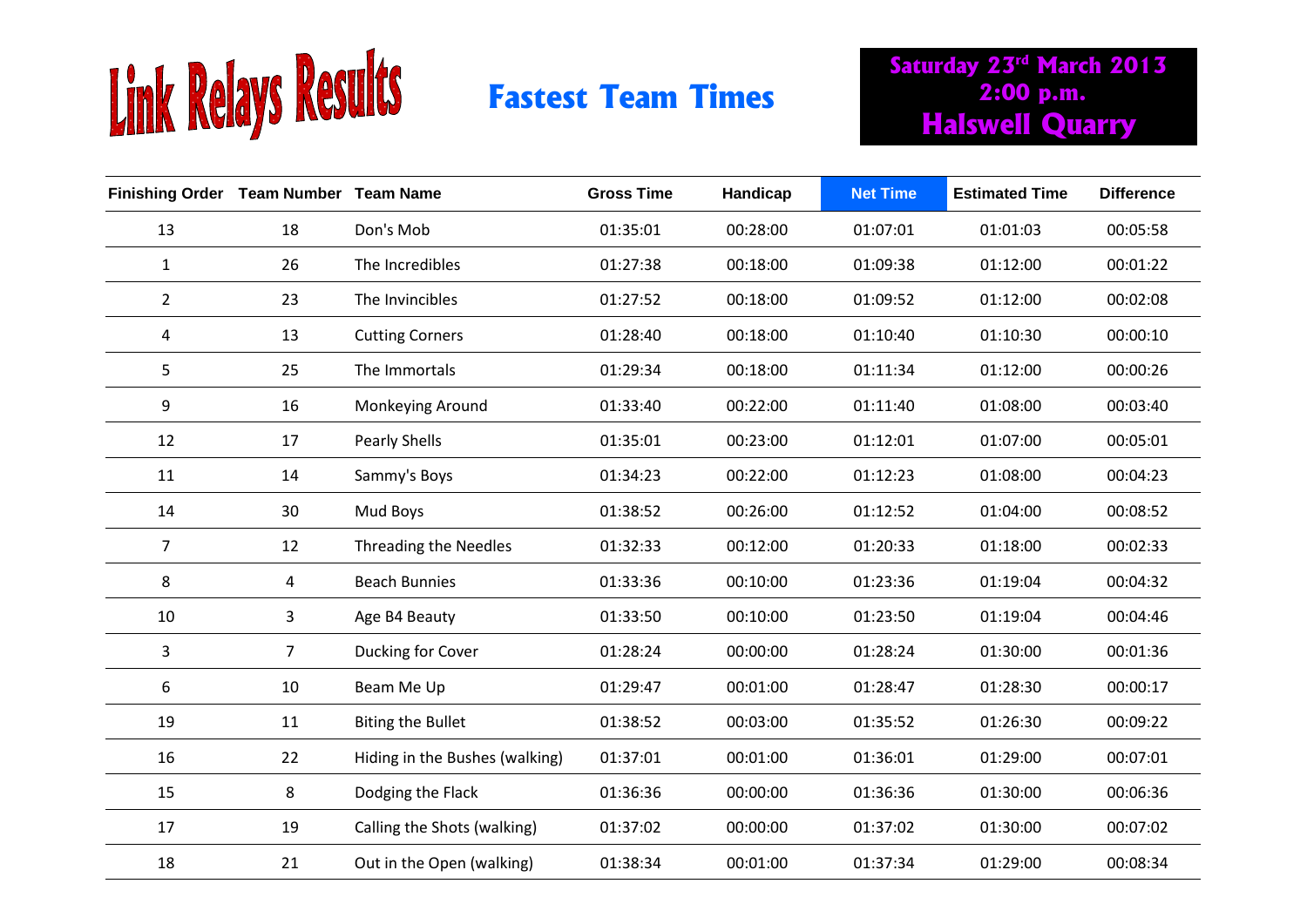# Link Relays Results

## Fastest Team Times

**Saturday 23rd March 2013**
**2:00 p.m.**
**Halswell Quarry**

| Finishing Order | Team Number | Team Name | Gross Time | Handicap | Net Time | Estimated Time | Difference |
|---|---|---|---|---|---|---|---|
| 13 | 18 | Don's Mob | 01:35:01 | 00:28:00 | 01:07:01 | 01:01:03 | 00:05:58 |
| 1 | 26 | The Incredibles | 01:27:38 | 00:18:00 | 01:09:38 | 01:12:00 | 00:01:22 |
| 2 | 23 | The Invincibles | 01:27:52 | 00:18:00 | 01:09:52 | 01:12:00 | 00:02:08 |
| 4 | 13 | Cutting Corners | 01:28:40 | 00:18:00 | 01:10:40 | 01:10:30 | 00:00:10 |
| 5 | 25 | The Immortals | 01:29:34 | 00:18:00 | 01:11:34 | 01:12:00 | 00:00:26 |
| 9 | 16 | Monkeying Around | 01:33:40 | 00:22:00 | 01:11:40 | 01:08:00 | 00:03:40 |
| 12 | 17 | Pearly Shells | 01:35:01 | 00:23:00 | 01:12:01 | 01:07:00 | 00:05:01 |
| 11 | 14 | Sammy's Boys | 01:34:23 | 00:22:00 | 01:12:23 | 01:08:00 | 00:04:23 |
| 14 | 30 | Mud Boys | 01:38:52 | 00:26:00 | 01:12:52 | 01:04:00 | 00:08:52 |
| 7 | 12 | Threading the Needles | 01:32:33 | 00:12:00 | 01:20:33 | 01:18:00 | 00:02:33 |
| 8 | 4 | Beach Bunnies | 01:33:36 | 00:10:00 | 01:23:36 | 01:19:04 | 00:04:32 |
| 10 | 3 | Age B4 Beauty | 01:33:50 | 00:10:00 | 01:23:50 | 01:19:04 | 00:04:46 |
| 3 | 7 | Ducking for Cover | 01:28:24 | 00:00:00 | 01:28:24 | 01:30:00 | 00:01:36 |
| 6 | 10 | Beam Me Up | 01:29:47 | 00:01:00 | 01:28:47 | 01:28:30 | 00:00:17 |
| 19 | 11 | Biting the Bullet | 01:38:52 | 00:03:00 | 01:35:52 | 01:26:30 | 00:09:22 |
| 16 | 22 | Hiding in the Bushes (walking) | 01:37:01 | 00:01:00 | 01:36:01 | 01:29:00 | 00:07:01 |
| 15 | 8 | Dodging the Flack | 01:36:36 | 00:00:00 | 01:36:36 | 01:30:00 | 00:06:36 |
| 17 | 19 | Calling the Shots (walking) | 01:37:02 | 00:00:00 | 01:37:02 | 01:30:00 | 00:07:02 |
| 18 | 21 | Out in the Open (walking) | 01:38:34 | 00:01:00 | 01:37:34 | 01:29:00 | 00:08:34 |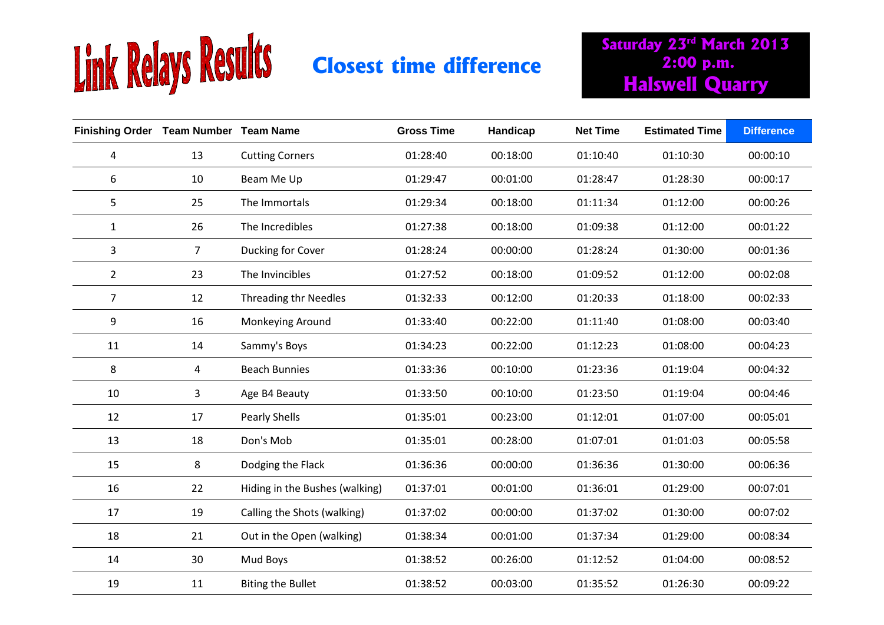# Link Relays Results

## Closest time difference

**Saturday 23rd March 2013**
**2:00 p.m.**
**Halswell Quarry**

| Finishing Order | Team Number | Team Name | Gross Time | Handicap | Net Time | Estimated Time | Difference |
|---|---|---|---|---|---|---|---|
| 4 | 13 | Cutting Corners | 01:28:40 | 00:18:00 | 01:10:40 | 01:10:30 | 00:00:10 |
| 6 | 10 | Beam Me Up | 01:29:47 | 00:01:00 | 01:28:47 | 01:28:30 | 00:00:17 |
| 5 | 25 | The Immortals | 01:29:34 | 00:18:00 | 01:11:34 | 01:12:00 | 00:00:26 |
| 1 | 26 | The Incredibles | 01:27:38 | 00:18:00 | 01:09:38 | 01:12:00 | 00:01:22 |
| 3 | 7 | Ducking for Cover | 01:28:24 | 00:00:00 | 01:28:24 | 01:30:00 | 00:01:36 |
| 2 | 23 | The Invincibles | 01:27:52 | 00:18:00 | 01:09:52 | 01:12:00 | 00:02:08 |
| 7 | 12 | Threading thr Needles | 01:32:33 | 00:12:00 | 01:20:33 | 01:18:00 | 00:02:33 |
| 9 | 16 | Monkeying Around | 01:33:40 | 00:22:00 | 01:11:40 | 01:08:00 | 00:03:40 |
| 11 | 14 | Sammy's Boys | 01:34:23 | 00:22:00 | 01:12:23 | 01:08:00 | 00:04:23 |
| 8 | 4 | Beach Bunnies | 01:33:36 | 00:10:00 | 01:23:36 | 01:19:04 | 00:04:32 |
| 10 | 3 | Age B4 Beauty | 01:33:50 | 00:10:00 | 01:23:50 | 01:19:04 | 00:04:46 |
| 12 | 17 | Pearly Shells | 01:35:01 | 00:23:00 | 01:12:01 | 01:07:00 | 00:05:01 |
| 13 | 18 | Don's Mob | 01:35:01 | 00:28:00 | 01:07:01 | 01:01:03 | 00:05:58 |
| 15 | 8 | Dodging the Flack | 01:36:36 | 00:00:00 | 01:36:36 | 01:30:00 | 00:06:36 |
| 16 | 22 | Hiding in the Bushes (walking) | 01:37:01 | 00:01:00 | 01:36:01 | 01:29:00 | 00:07:01 |
| 17 | 19 | Calling the Shots (walking) | 01:37:02 | 00:00:00 | 01:37:02 | 01:30:00 | 00:07:02 |
| 18 | 21 | Out in the Open (walking) | 01:38:34 | 00:01:00 | 01:37:34 | 01:29:00 | 00:08:34 |
| 14 | 30 | Mud Boys | 01:38:52 | 00:26:00 | 01:12:52 | 01:04:00 | 00:08:52 |
| 19 | 11 | Biting the Bullet | 01:38:52 | 00:03:00 | 01:35:52 | 01:26:30 | 00:09:22 |